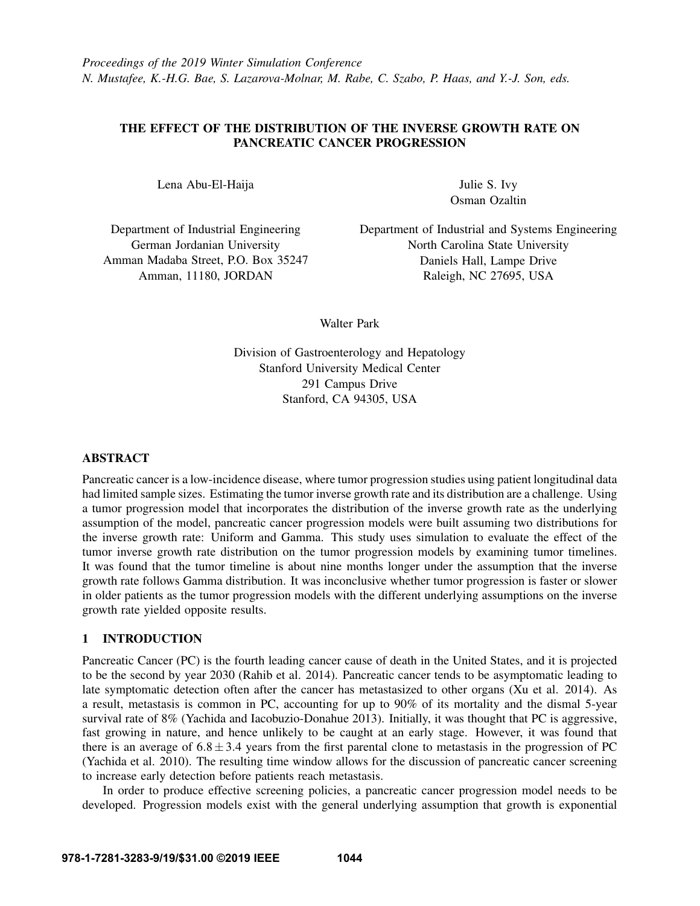*Proceedings of the 2019 Winter Simulation Conference*
*N. Mustafee, K.-H.G. Bae, S. Lazarova-Molnar, M. Rabe, C. Szabo, P. Haas, and Y.-J. Son, eds.*

# THE EFFECT OF THE DISTRIBUTION OF THE INVERSE GROWTH RATE ON PANCREATIC CANCER PROGRESSION

Lena Abu-El-Haija

Department of Industrial Engineering
German Jordanian University
Amman Madaba Street, P.O. Box 35247
Amman, 11180, JORDAN

Julie S. Ivy
Osman Ozaltin

Department of Industrial and Systems Engineering
North Carolina State University
Daniels Hall, Lampe Drive
Raleigh, NC 27695, USA

Walter Park

Division of Gastroenterology and Hepatology
Stanford University Medical Center
291 Campus Drive
Stanford, CA 94305, USA

## ABSTRACT

Pancreatic cancer is a low-incidence disease, where tumor progression studies using patient longitudinal data had limited sample sizes. Estimating the tumor inverse growth rate and its distribution are a challenge. Using a tumor progression model that incorporates the distribution of the inverse growth rate as the underlying assumption of the model, pancreatic cancer progression models were built assuming two distributions for the inverse growth rate: Uniform and Gamma. This study uses simulation to evaluate the effect of the tumor inverse growth rate distribution on the tumor progression models by examining tumor timelines. It was found that the tumor timeline is about nine months longer under the assumption that the inverse growth rate follows Gamma distribution. It was inconclusive whether tumor progression is faster or slower in older patients as the tumor progression models with the different underlying assumptions on the inverse growth rate yielded opposite results.

## 1 INTRODUCTION

Pancreatic Cancer (PC) is the fourth leading cancer cause of death in the United States, and it is projected to be the second by year 2030 (Rahib et al. 2014). Pancreatic cancer tends to be asymptomatic leading to late symptomatic detection often after the cancer has metastasized to other organs (Xu et al. 2014). As a result, metastasis is common in PC, accounting for up to 90% of its mortality and the dismal 5-year survival rate of 8% (Yachida and Iacobuzio-Donahue 2013). Initially, it was thought that PC is aggressive, fast growing in nature, and hence unlikely to be caught at an early stage. However, it was found that there is an average of $6.8 \pm 3.4$ years from the first parental clone to metastasis in the progression of PC (Yachida et al. 2010). The resulting time window allows for the discussion of pancreatic cancer screening to increase early detection before patients reach metastasis.

In order to produce effective screening policies, a pancreatic cancer progression model needs to be developed. Progression models exist with the general underlying assumption that growth is exponential

978-1-7281-3283-9/19/$31.00 ©2019 IEEE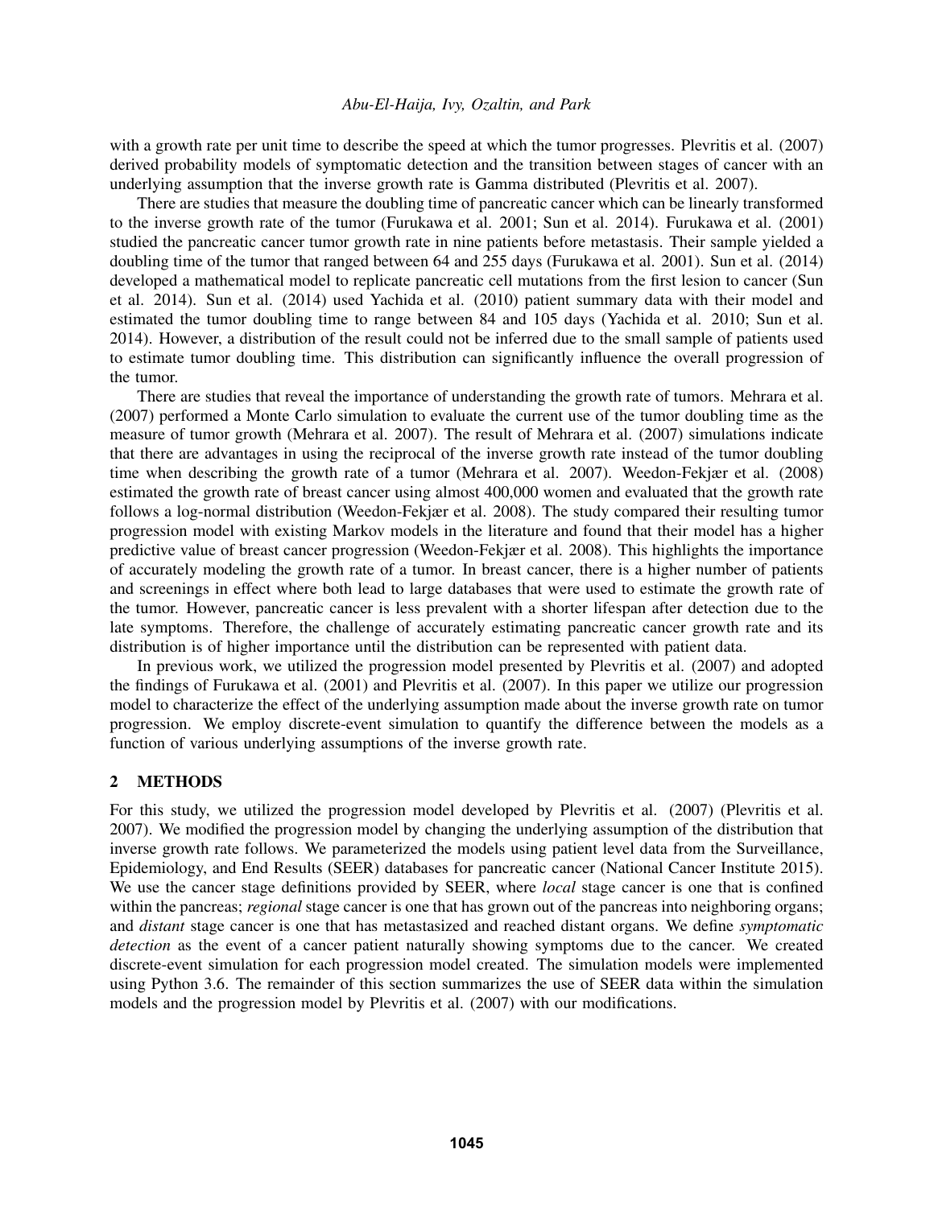with a growth rate per unit time to describe the speed at which the tumor progresses. Plevritis et al. (2007) derived probability models of symptomatic detection and the transition between stages of cancer with an underlying assumption that the inverse growth rate is Gamma distributed (Plevritis et al. 2007).

There are studies that measure the doubling time of pancreatic cancer which can be linearly transformed to the inverse growth rate of the tumor (Furukawa et al. 2001; Sun et al. 2014). Furukawa et al. (2001) studied the pancreatic cancer tumor growth rate in nine patients before metastasis. Their sample yielded a doubling time of the tumor that ranged between 64 and 255 days (Furukawa et al. 2001). Sun et al. (2014) developed a mathematical model to replicate pancreatic cell mutations from the first lesion to cancer (Sun et al. 2014). Sun et al. (2014) used Yachida et al. (2010) patient summary data with their model and estimated the tumor doubling time to range between 84 and 105 days (Yachida et al. 2010; Sun et al. 2014). However, a distribution of the result could not be inferred due to the small sample of patients used to estimate tumor doubling time. This distribution can significantly influence the overall progression of the tumor.

There are studies that reveal the importance of understanding the growth rate of tumors. Mehrara et al. (2007) performed a Monte Carlo simulation to evaluate the current use of the tumor doubling time as the measure of tumor growth (Mehrara et al. 2007). The result of Mehrara et al. (2007) simulations indicate that there are advantages in using the reciprocal of the inverse growth rate instead of the tumor doubling time when describing the growth rate of a tumor (Mehrara et al. 2007). Weedon-Fekjær et al. (2008) estimated the growth rate of breast cancer using almost 400,000 women and evaluated that the growth rate follows a log-normal distribution (Weedon-Fekjær et al. 2008). The study compared their resulting tumor progression model with existing Markov models in the literature and found that their model has a higher predictive value of breast cancer progression (Weedon-Fekjær et al. 2008). This highlights the importance of accurately modeling the growth rate of a tumor. In breast cancer, there is a higher number of patients and screenings in effect where both lead to large databases that were used to estimate the growth rate of the tumor. However, pancreatic cancer is less prevalent with a shorter lifespan after detection due to the late symptoms. Therefore, the challenge of accurately estimating pancreatic cancer growth rate and its distribution is of higher importance until the distribution can be represented with patient data.

In previous work, we utilized the progression model presented by Plevritis et al. (2007) and adopted the findings of Furukawa et al. (2001) and Plevritis et al. (2007). In this paper we utilize our progression model to characterize the effect of the underlying assumption made about the inverse growth rate on tumor progression. We employ discrete-event simulation to quantify the difference between the models as a function of various underlying assumptions of the inverse growth rate.

## 2 METHODS

For this study, we utilized the progression model developed by Plevritis et al. (2007) (Plevritis et al. 2007). We modified the progression model by changing the underlying assumption of the distribution that inverse growth rate follows. We parameterized the models using patient level data from the Surveillance, Epidemiology, and End Results (SEER) databases for pancreatic cancer (National Cancer Institute 2015). We use the cancer stage definitions provided by SEER, where *local* stage cancer is one that is confined within the pancreas; *regional* stage cancer is one that has grown out of the pancreas into neighboring organs; and *distant* stage cancer is one that has metastasized and reached distant organs. We define *symptomatic detection* as the event of a cancer patient naturally showing symptoms due to the cancer. We created discrete-event simulation for each progression model created. The simulation models were implemented using Python 3.6. The remainder of this section summarizes the use of SEER data within the simulation models and the progression model by Plevritis et al. (2007) with our modifications.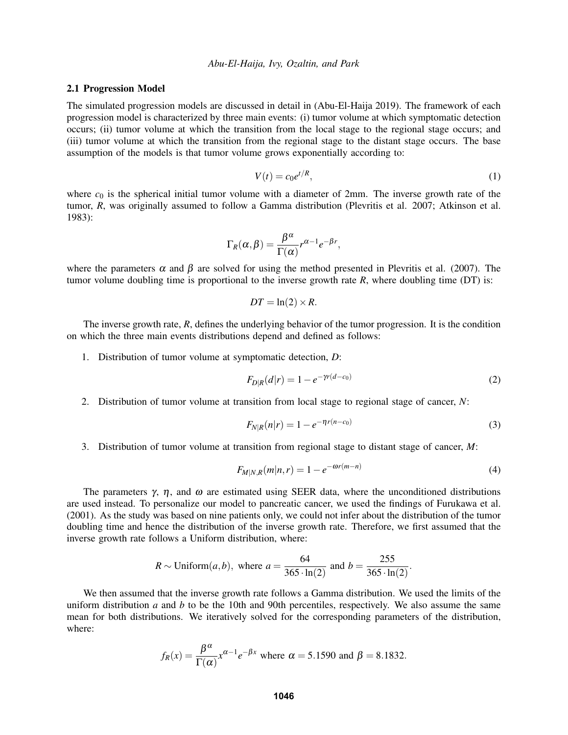### 2.1 Progression Model

The simulated progression models are discussed in detail in (Abu-El-Haija 2019). The framework of each progression model is characterized by three main events: (i) tumor volume at which symptomatic detection occurs; (ii) tumor volume at which the transition from the local stage to the regional stage occurs; and (iii) tumor volume at which the transition from the regional stage to the distant stage occurs. The base assumption of the models is that tumor volume grows exponentially according to:

$$V(t) = c_0 e^{t/R}, \tag{1}$$

where $c_0$ is the spherical initial tumor volume with a diameter of 2mm. The inverse growth rate of the tumor, $R$, was originally assumed to follow a Gamma distribution (Plevritis et al. 2007; Atkinson et al. 1983):

$$\Gamma_R(\alpha, \beta) = \frac{\beta^\alpha}{\Gamma(\alpha)} r^{\alpha-1} e^{-\beta r},$$

where the parameters $\alpha$ and $\beta$ are solved for using the method presented in Plevritis et al. (2007). The tumor volume doubling time is proportional to the inverse growth rate $R$, where doubling time (DT) is:

$$DT = \ln(2) \times R.$$

The inverse growth rate, $R$, defines the underlying behavior of the tumor progression. It is the condition on which the three main events distributions depend and defined as follows:

1. Distribution of tumor volume at symptomatic detection, $D$:

$$F_{D|R}(d|r) = 1 - e^{-\gamma r(d-c_0)} \tag{2}$$

2. Distribution of tumor volume at transition from local stage to regional stage of cancer, $N$:

$$F_{N|R}(n|r) = 1 - e^{-\eta r(n-c_0)} \tag{3}$$

3. Distribution of tumor volume at transition from regional stage to distant stage of cancer, $M$:

$$F_{M|N,R}(m|n,r) = 1 - e^{-\omega r(m-n)} \tag{4}$$

The parameters $\gamma$, $\eta$, and $\omega$ are estimated using SEER data, where the unconditioned distributions are used instead. To personalize our model to pancreatic cancer, we used the findings of Furukawa et al. (2001). As the study was based on nine patients only, we could not infer about the distribution of the tumor doubling time and hence the distribution of the inverse growth rate. Therefore, we first assumed that the inverse growth rate follows a Uniform distribution, where:

$$R \sim \text{Uniform}(a, b), \text{ where } a = \frac{64}{365 \cdot \ln(2)} \text{ and } b = \frac{255}{365 \cdot \ln(2)}.$$

We then assumed that the inverse growth rate follows a Gamma distribution. We used the limits of the uniform distribution $a$ and $b$ to be the 10th and 90th percentiles, respectively. We also assume the same mean for both distributions. We iteratively solved for the corresponding parameters of the distribution, where:

$$f_R(x) = \frac{\beta^\alpha}{\Gamma(\alpha)} x^{\alpha-1} e^{-\beta x} \text{ where } \alpha = 5.1590 \text{ and } \beta = 8.1832.$$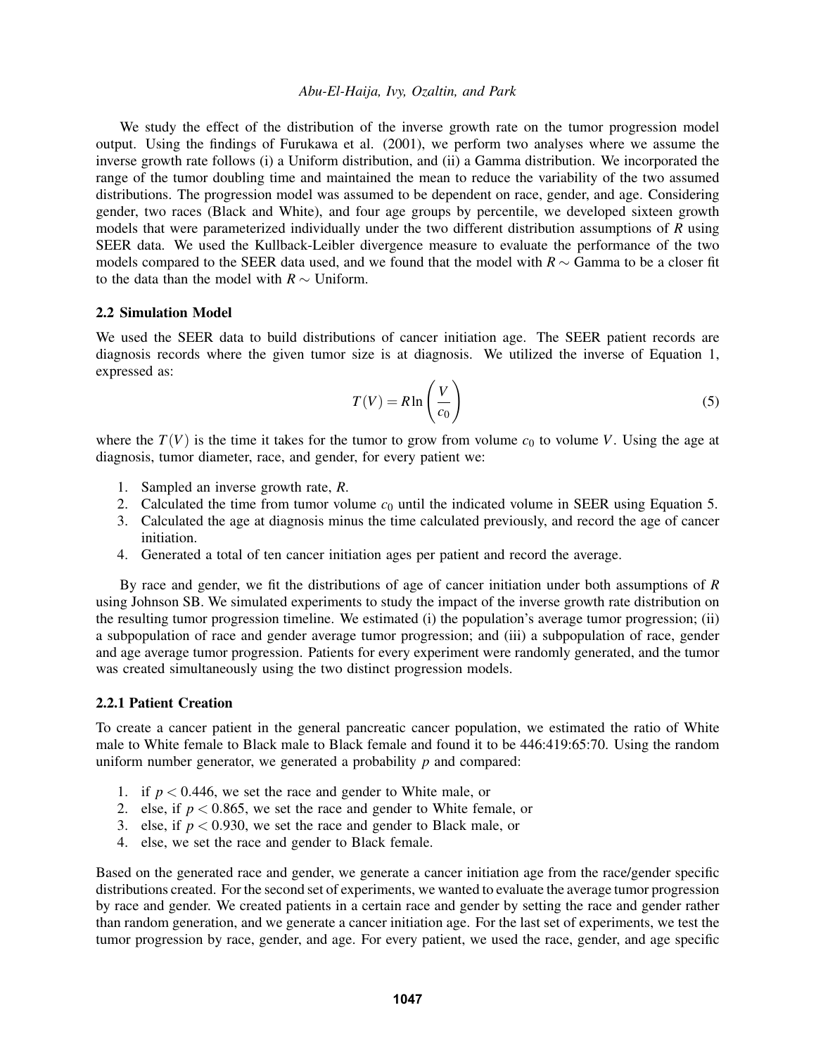We study the effect of the distribution of the inverse growth rate on the tumor progression model output. Using the findings of Furukawa et al. (2001), we perform two analyses where we assume the inverse growth rate follows (i) a Uniform distribution, and (ii) a Gamma distribution. We incorporated the range of the tumor doubling time and maintained the mean to reduce the variability of the two assumed distributions. The progression model was assumed to be dependent on race, gender, and age. Considering gender, two races (Black and White), and four age groups by percentile, we developed sixteen growth models that were parameterized individually under the two different distribution assumptions of $R$ using SEER data. We used the Kullback-Leibler divergence measure to evaluate the performance of the two models compared to the SEER data used, and we found that the model with $R \sim$ Gamma to be a closer fit to the data than the model with $R \sim$ Uniform.

### 2.2 Simulation Model

We used the SEER data to build distributions of cancer initiation age. The SEER patient records are diagnosis records where the given tumor size is at diagnosis. We utilized the inverse of Equation 1, expressed as:

$$T(V) = R \ln\left(\frac{V}{c_0}\right) \tag{5}$$

where the $T(V)$ is the time it takes for the tumor to grow from volume $c_0$ to volume $V$. Using the age at diagnosis, tumor diameter, race, and gender, for every patient we:

1. Sampled an inverse growth rate, $R$.
2. Calculated the time from tumor volume $c_0$ until the indicated volume in SEER using Equation 5.
3. Calculated the age at diagnosis minus the time calculated previously, and record the age of cancer initiation.
4. Generated a total of ten cancer initiation ages per patient and record the average.

By race and gender, we fit the distributions of age of cancer initiation under both assumptions of $R$ using Johnson SB. We simulated experiments to study the impact of the inverse growth rate distribution on the resulting tumor progression timeline. We estimated (i) the population's average tumor progression; (ii) a subpopulation of race and gender average tumor progression; and (iii) a subpopulation of race, gender and age average tumor progression. Patients for every experiment were randomly generated, and the tumor was created simultaneously using the two distinct progression models.

#### 2.2.1 Patient Creation

To create a cancer patient in the general pancreatic cancer population, we estimated the ratio of White male to White female to Black male to Black female and found it to be 446:419:65:70. Using the random uniform number generator, we generated a probability $p$ and compared:

1. if $p < 0.446$, we set the race and gender to White male, or
2. else, if $p < 0.865$, we set the race and gender to White female, or
3. else, if $p < 0.930$, we set the race and gender to Black male, or
4. else, we set the race and gender to Black female.

Based on the generated race and gender, we generate a cancer initiation age from the race/gender specific distributions created. For the second set of experiments, we wanted to evaluate the average tumor progression by race and gender. We created patients in a certain race and gender by setting the race and gender rather than random generation, and we generate a cancer initiation age. For the last set of experiments, we test the tumor progression by race, gender, and age. For every patient, we used the race, gender, and age specific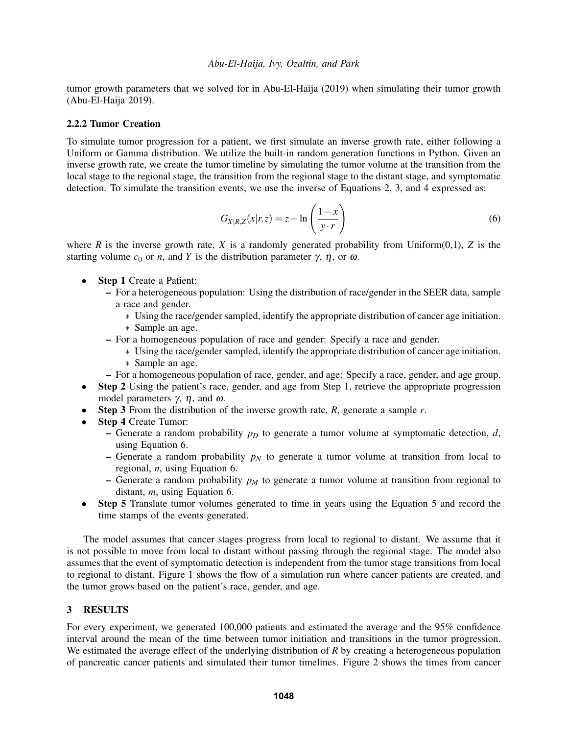tumor growth parameters that we solved for in Abu-El-Haija (2019) when simulating their tumor growth (Abu-El-Haija 2019).

### 2.2.2 Tumor Creation

To simulate tumor progression for a patient, we first simulate an inverse growth rate, either following a Uniform or Gamma distribution. We utilize the built-in random generation functions in Python. Given an inverse growth rate, we create the tumor timeline by simulating the tumor volume at the transition from the local stage to the regional stage, the transition from the regional stage to the distant stage, and symptomatic detection. To simulate the transition events, we use the inverse of Equations 2, 3, and 4 expressed as:

$$G_{X|R,Z}(x|r,z) = z - \ln\left(\frac{1-x}{y \cdot r}\right) \tag{6}$$

where $R$ is the inverse growth rate, $X$ is a randomly generated probability from Uniform(0,1), $Z$ is the starting volume $c_0$ or $n$, and $Y$ is the distribution parameter $\gamma$, $\eta$, or $\omega$.

- **Step 1** Create a Patient:
  - For a heterogeneous population: Using the distribution of race/gender in the SEER data, sample a race and gender.
    - Using the race/gender sampled, identify the appropriate distribution of cancer age initiation.
    - Sample an age.
  - For a homogeneous population of race and gender: Specify a race and gender.
    - Using the race/gender sampled, identify the appropriate distribution of cancer age initiation.
    - Sample an age.
  - For a homogeneous population of race, gender, and age: Specify a race, gender, and age group.
- **Step 2** Using the patient's race, gender, and age from Step 1, retrieve the appropriate progression model parameters $\gamma$, $\eta$, and $\omega$.
- **Step 3** From the distribution of the inverse growth rate, $R$, generate a sample $r$.
- **Step 4** Create Tumor:
  - Generate a random probability $p_D$ to generate a tumor volume at symptomatic detection, $d$, using Equation 6.
  - Generate a random probability $p_N$ to generate a tumor volume at transition from local to regional, $n$, using Equation 6.
  - Generate a random probability $p_M$ to generate a tumor volume at transition from regional to distant, $m$, using Equation 6.
- **Step 5** Translate tumor volumes generated to time in years using the Equation 5 and record the time stamps of the events generated.

The model assumes that cancer stages progress from local to regional to distant. We assume that it is not possible to move from local to distant without passing through the regional stage. The model also assumes that the event of symptomatic detection is independent from the tumor stage transitions from local to regional to distant. Figure 1 shows the flow of a simulation run where cancer patients are created, and the tumor grows based on the patient's race, gender, and age.

## 3 RESULTS

For every experiment, we generated 100,000 patients and estimated the average and the 95% confidence interval around the mean of the time between tumor initiation and transitions in the tumor progression. We estimated the average effect of the underlying distribution of $R$ by creating a heterogeneous population of pancreatic cancer patients and simulated their tumor timelines. Figure 2 shows the times from cancer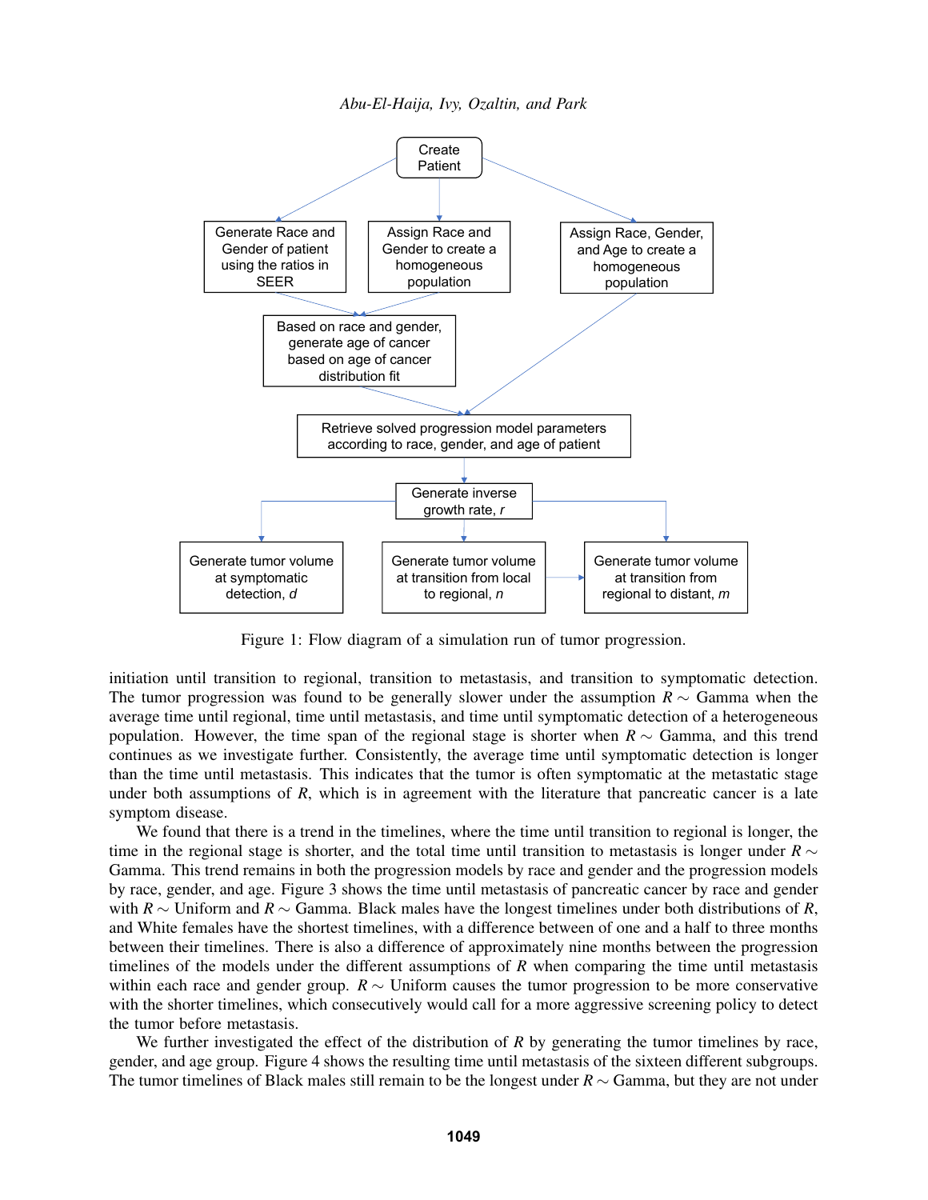Figure 1: Flow diagram of a simulation run of tumor progression.

initiation until transition to regional, transition to metastasis, and transition to symptomatic detection. The tumor progression was found to be generally slower under the assumption $R \sim$ Gamma when the average time until regional, time until metastasis, and time until symptomatic detection of a heterogeneous population. However, the time span of the regional stage is shorter when $R \sim$ Gamma, and this trend continues as we investigate further. Consistently, the average time until symptomatic detection is longer than the time until metastasis. This indicates that the tumor is often symptomatic at the metastatic stage under both assumptions of $R$, which is in agreement with the literature that pancreatic cancer is a late symptom disease.

We found that there is a trend in the timelines, where the time until transition to regional is longer, the time in the regional stage is shorter, and the total time until transition to metastasis is longer under $R \sim$ Gamma. This trend remains in both the progression models by race and gender and the progression models by race, gender, and age. Figure 3 shows the time until metastasis of pancreatic cancer by race and gender with $R \sim$ Uniform and $R \sim$ Gamma. Black males have the longest timelines under both distributions of $R$, and White females have the shortest timelines, with a difference between of one and a half to three months between their timelines. There is also a difference of approximately nine months between the progression timelines of the models under the different assumptions of $R$ when comparing the time until metastasis within each race and gender group. $R \sim$ Uniform causes the tumor progression to be more conservative with the shorter timelines, which consecutively would call for a more aggressive screening policy to detect the tumor before metastasis.

We further investigated the effect of the distribution of $R$ by generating the tumor timelines by race, gender, and age group. Figure 4 shows the resulting time until metastasis of the sixteen different subgroups. The tumor timelines of Black males still remain to be the longest under $R \sim$ Gamma, but they are not under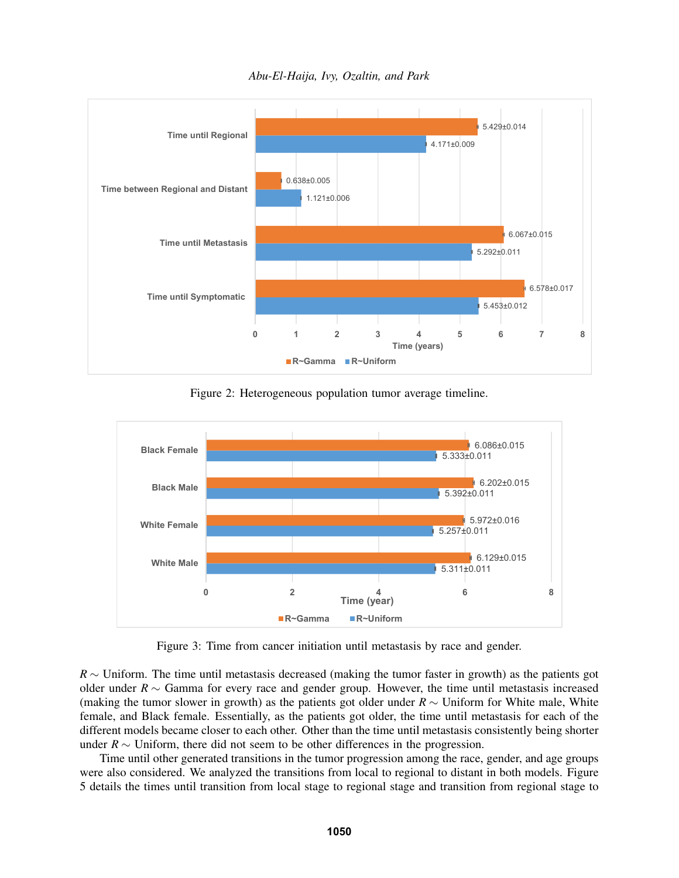Figure 2: Heterogeneous population tumor average timeline.

Figure 3: Time from cancer initiation until metastasis by race and gender.

$R \sim$ Uniform. The time until metastasis decreased (making the tumor faster in growth) as the patients got older under $R \sim$ Gamma for every race and gender group. However, the time until metastasis increased (making the tumor slower in growth) as the patients got older under $R \sim$ Uniform for White male, White female, and Black female. Essentially, as the patients got older, the time until metastasis for each of the different models became closer to each other. Other than the time until metastasis consistently being shorter under $R \sim$ Uniform, there did not seem to be other differences in the progression.

Time until other generated transitions in the tumor progression among the race, gender, and age groups were also considered. We analyzed the transitions from local to regional to distant in both models. Figure 5 details the times until transition from local stage to regional stage and transition from regional stage to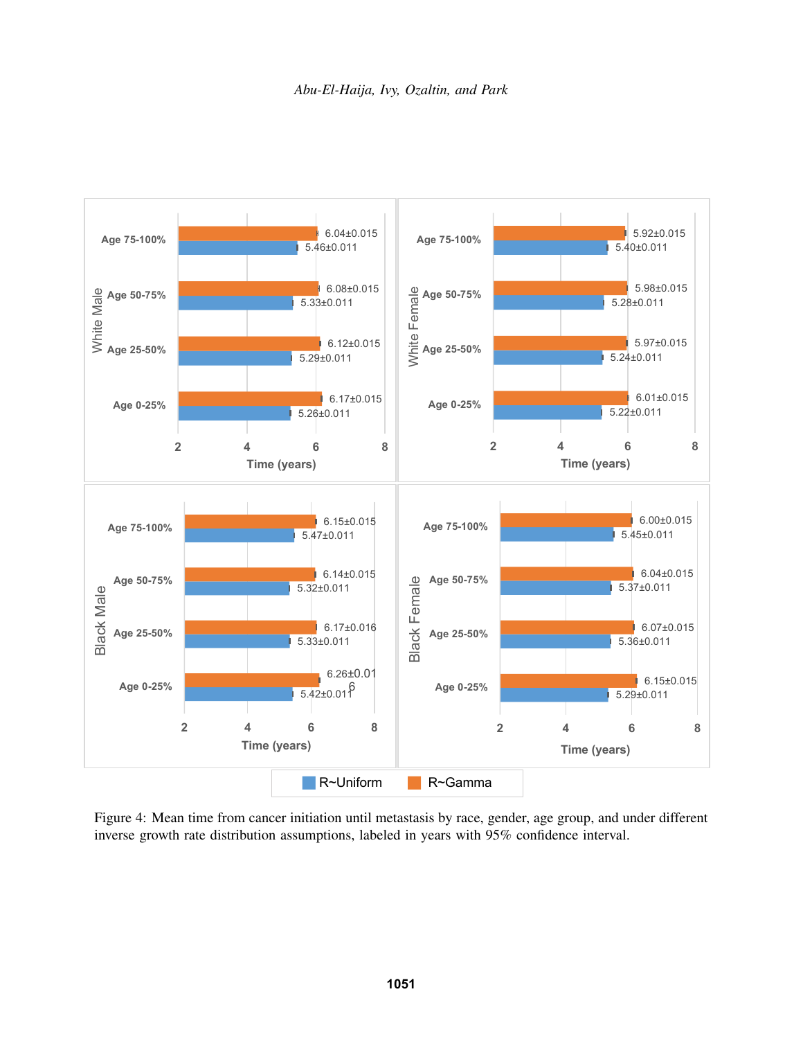Figure 4: Mean time from cancer initiation until metastasis by race, gender, age group, and under different inverse growth rate distribution assumptions, labeled in years with 95% confidence interval.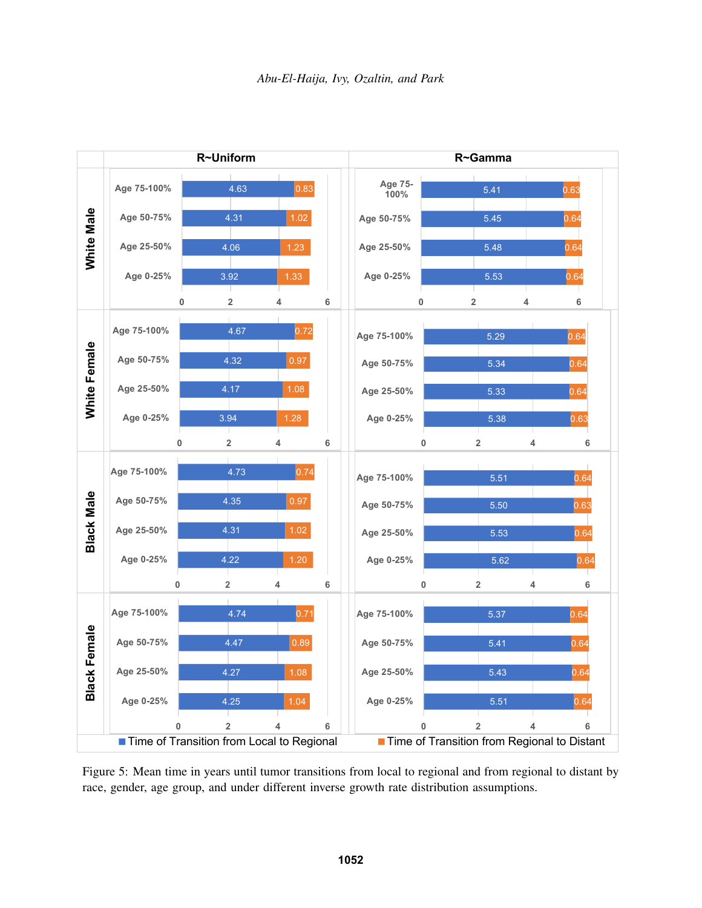| Group | Age Group | R~Uniform: Time of Transition from Local to Regional | R~Uniform: Time of Transition from Regional to Distant | R~Gamma: Time of Transition from Local to Regional | R~Gamma: Time of Transition from Regional to Distant |
|---|---|---|---|---|---|
| White Male | Age 75-100% | 4.63 | 0.83 | 5.41 | 0.63 |
| White Male | Age 50-75% | 4.31 | 1.02 | 5.45 | 0.64 |
| White Male | Age 25-50% | 4.06 | 1.23 | 5.48 | 0.64 |
| White Male | Age 0-25% | 3.92 | 1.33 | 5.53 | 0.64 |
| White Female | Age 75-100% | 4.67 | 0.72 | 5.29 | 0.64 |
| White Female | Age 50-75% | 4.32 | 0.97 | 5.34 | 0.64 |
| White Female | Age 25-50% | 4.17 | 1.08 | 5.33 | 0.64 |
| White Female | Age 0-25% | 3.94 | 1.28 | 5.38 | 0.63 |
| Black Male | Age 75-100% | 4.73 | 0.74 | 5.51 | 0.64 |
| Black Male | Age 50-75% | 4.35 | 0.97 | 5.50 | 0.63 |
| Black Male | Age 25-50% | 4.31 | 1.02 | 5.53 | 0.64 |
| Black Male | Age 0-25% | 4.22 | 1.20 | 5.62 | 0.64 |
| Black Female | Age 75-100% | 4.74 | 0.71 | 5.37 | 0.64 |
| Black Female | Age 50-75% | 4.47 | 0.89 | 5.41 | 0.64 |
| Black Female | Age 25-50% | 4.27 | 1.08 | 5.43 | 0.64 |
| Black Female | Age 0-25% | 4.25 | 1.04 | 5.51 | 0.64 |

Figure 5: Mean time in years until tumor transitions from local to regional and from regional to distant by race, gender, age group, and under different inverse growth rate distribution assumptions.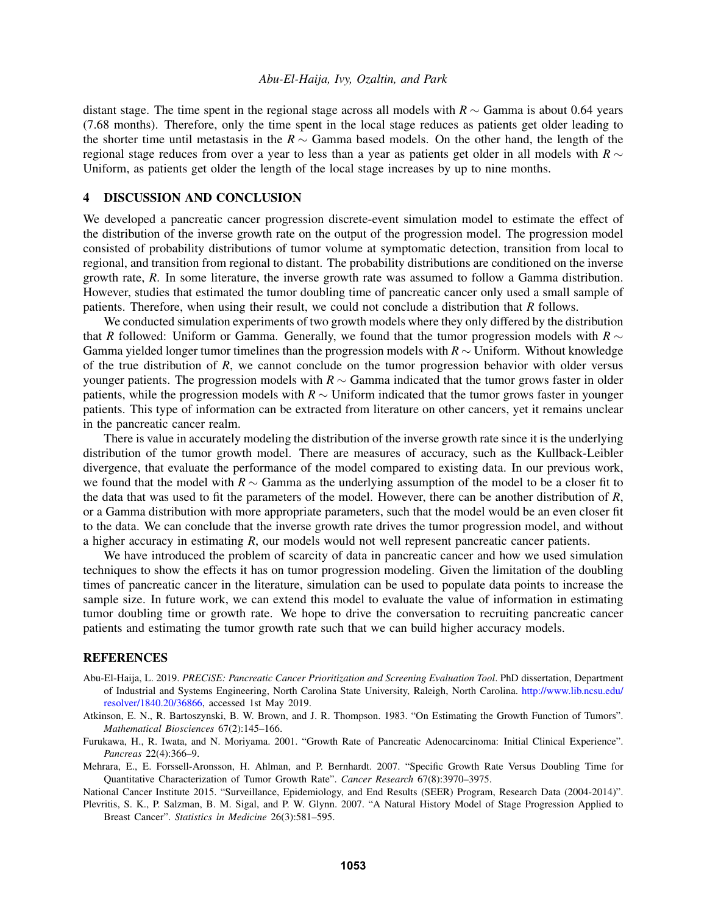distant stage. The time spent in the regional stage across all models with $R \sim$ Gamma is about 0.64 years (7.68 months). Therefore, only the time spent in the local stage reduces as patients get older leading to the shorter time until metastasis in the $R \sim$ Gamma based models. On the other hand, the length of the regional stage reduces from over a year to less than a year as patients get older in all models with $R \sim$ Uniform, as patients get older the length of the local stage increases by up to nine months.

## 4 DISCUSSION AND CONCLUSION

We developed a pancreatic cancer progression discrete-event simulation model to estimate the effect of the distribution of the inverse growth rate on the output of the progression model. The progression model consisted of probability distributions of tumor volume at symptomatic detection, transition from local to regional, and transition from regional to distant. The probability distributions are conditioned on the inverse growth rate, $R$. In some literature, the inverse growth rate was assumed to follow a Gamma distribution. However, studies that estimated the tumor doubling time of pancreatic cancer only used a small sample of patients. Therefore, when using their result, we could not conclude a distribution that $R$ follows.

We conducted simulation experiments of two growth models where they only differed by the distribution that $R$ followed: Uniform or Gamma. Generally, we found that the tumor progression models with $R \sim$ Gamma yielded longer tumor timelines than the progression models with $R \sim$ Uniform. Without knowledge of the true distribution of $R$, we cannot conclude on the tumor progression behavior with older versus younger patients. The progression models with $R \sim$ Gamma indicated that the tumor grows faster in older patients, while the progression models with $R \sim$ Uniform indicated that the tumor grows faster in younger patients. This type of information can be extracted from literature on other cancers, yet it remains unclear in the pancreatic cancer realm.

There is value in accurately modeling the distribution of the inverse growth rate since it is the underlying distribution of the tumor growth model. There are measures of accuracy, such as the Kullback-Leibler divergence, that evaluate the performance of the model compared to existing data. In our previous work, we found that the model with $R \sim$ Gamma as the underlying assumption of the model to be a closer fit to the data that was used to fit the parameters of the model. However, there can be another distribution of $R$, or a Gamma distribution with more appropriate parameters, such that the model would be an even closer fit to the data. We can conclude that the inverse growth rate drives the tumor progression model, and without a higher accuracy in estimating $R$, our models would not well represent pancreatic cancer patients.

We have introduced the problem of scarcity of data in pancreatic cancer and how we used simulation techniques to show the effects it has on tumor progression modeling. Given the limitation of the doubling times of pancreatic cancer in the literature, simulation can be used to populate data points to increase the sample size. In future work, we can extend this model to evaluate the value of information in estimating tumor doubling time or growth rate. We hope to drive the conversation to recruiting pancreatic cancer patients and estimating the tumor growth rate such that we can build higher accuracy models.

## REFERENCES

Abu-El-Haija, L. 2019. *PRECiSE: Pancreatic Cancer Prioritization and Screening Evaluation Tool*. PhD dissertation, Department of Industrial and Systems Engineering, North Carolina State University, Raleigh, North Carolina. http://www.lib.ncsu.edu/resolver/1840.20/36866, accessed 1st May 2019.

Atkinson, E. N., R. Bartoszynski, B. W. Brown, and J. R. Thompson. 1983. "On Estimating the Growth Function of Tumors". *Mathematical Biosciences* 67(2):145–166.

Furukawa, H., R. Iwata, and N. Moriyama. 2001. "Growth Rate of Pancreatic Adenocarcinoma: Initial Clinical Experience". *Pancreas* 22(4):366–9.

Mehrara, E., E. Forssell-Aronsson, H. Ahlman, and P. Bernhardt. 2007. "Specific Growth Rate Versus Doubling Time for Quantitative Characterization of Tumor Growth Rate". *Cancer Research* 67(8):3970–3975.

National Cancer Institute 2015. "Surveillance, Epidemiology, and End Results (SEER) Program, Research Data (2004-2014)".

Plevritis, S. K., P. Salzman, B. M. Sigal, and P. W. Glynn. 2007. "A Natural History Model of Stage Progression Applied to Breast Cancer". *Statistics in Medicine* 26(3):581–595.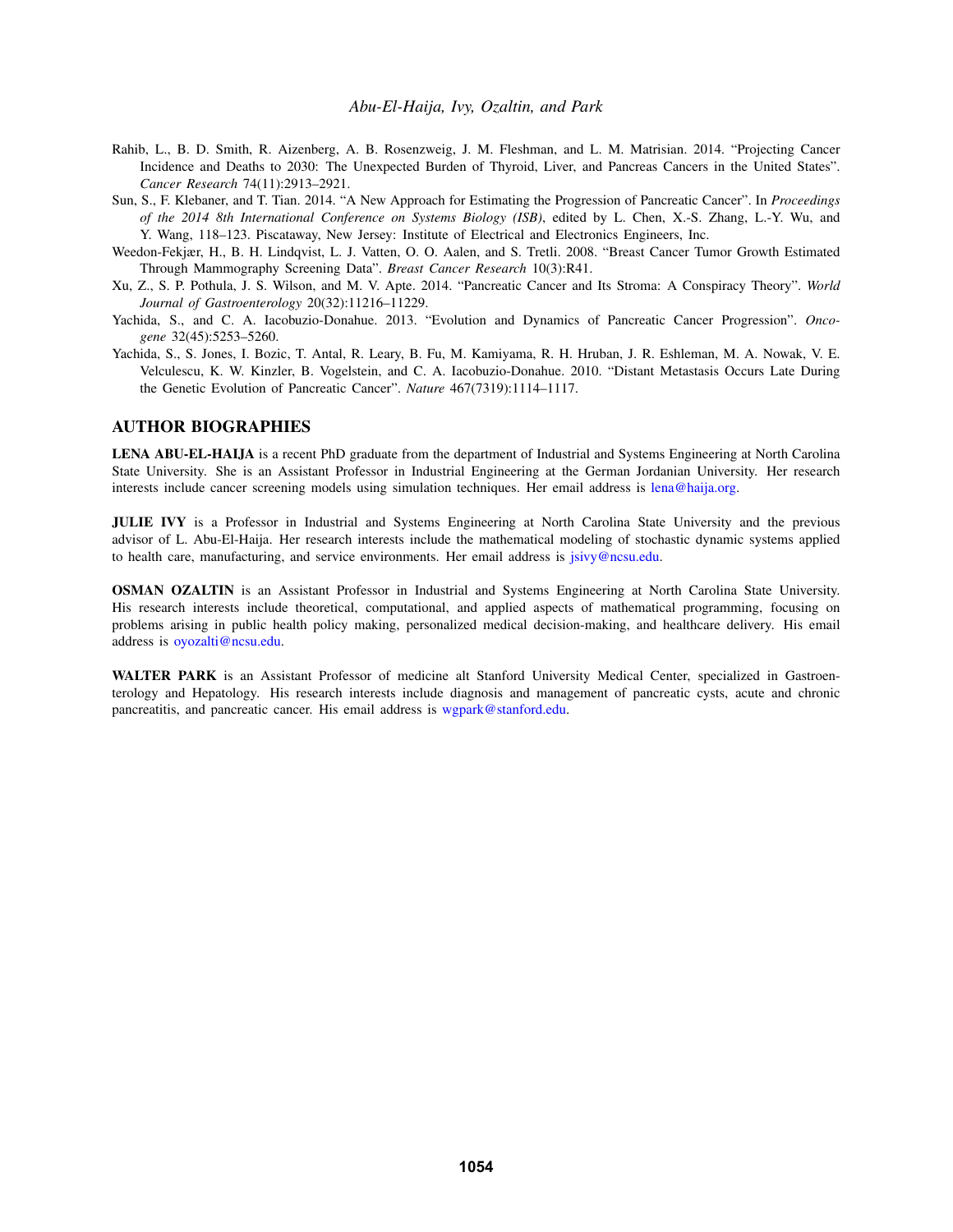Rahib, L., B. D. Smith, R. Aizenberg, A. B. Rosenzweig, J. M. Fleshman, and L. M. Matrisian. 2014. "Projecting Cancer Incidence and Deaths to 2030: The Unexpected Burden of Thyroid, Liver, and Pancreas Cancers in the United States". *Cancer Research* 74(11):2913–2921.

Sun, S., F. Klebaner, and T. Tian. 2014. "A New Approach for Estimating the Progression of Pancreatic Cancer". In *Proceedings of the 2014 8th International Conference on Systems Biology (ISB)*, edited by L. Chen, X.-S. Zhang, L.-Y. Wu, and Y. Wang, 118–123. Piscataway, New Jersey: Institute of Electrical and Electronics Engineers, Inc.

Weedon-Fekjær, H., B. H. Lindqvist, L. J. Vatten, O. O. Aalen, and S. Tretli. 2008. "Breast Cancer Tumor Growth Estimated Through Mammography Screening Data". *Breast Cancer Research* 10(3):R41.

Xu, Z., S. P. Pothula, J. S. Wilson, and M. V. Apte. 2014. "Pancreatic Cancer and Its Stroma: A Conspiracy Theory". *World Journal of Gastroenterology* 20(32):11216–11229.

Yachida, S., and C. A. Iacobuzio-Donahue. 2013. "Evolution and Dynamics of Pancreatic Cancer Progression". *Oncogene* 32(45):5253–5260.

Yachida, S., S. Jones, I. Bozic, T. Antal, R. Leary, B. Fu, M. Kamiyama, R. H. Hruban, J. R. Eshleman, M. A. Nowak, V. E. Velculescu, K. W. Kinzler, B. Vogelstein, and C. A. Iacobuzio-Donahue. 2010. "Distant Metastasis Occurs Late During the Genetic Evolution of Pancreatic Cancer". *Nature* 467(7319):1114–1117.

## AUTHOR BIOGRAPHIES

**LENA ABU-EL-HAIJA** is a recent PhD graduate from the department of Industrial and Systems Engineering at North Carolina State University. She is an Assistant Professor in Industrial Engineering at the German Jordanian University. Her research interests include cancer screening models using simulation techniques. Her email address is lena@haija.org.

**JULIE IVY** is a Professor in Industrial and Systems Engineering at North Carolina State University and the previous advisor of L. Abu-El-Haija. Her research interests include the mathematical modeling of stochastic dynamic systems applied to health care, manufacturing, and service environments. Her email address is jsivy@ncsu.edu.

**OSMAN OZALTIN** is an Assistant Professor in Industrial and Systems Engineering at North Carolina State University. His research interests include theoretical, computational, and applied aspects of mathematical programming, focusing on problems arising in public health policy making, personalized medical decision-making, and healthcare delivery. His email address is oyozalti@ncsu.edu.

**WALTER PARK** is an Assistant Professor of medicine alt Stanford University Medical Center, specialized in Gastroenterology and Hepatology. His research interests include diagnosis and management of pancreatic cysts, acute and chronic pancreatitis, and pancreatic cancer. His email address is wgpark@stanford.edu.